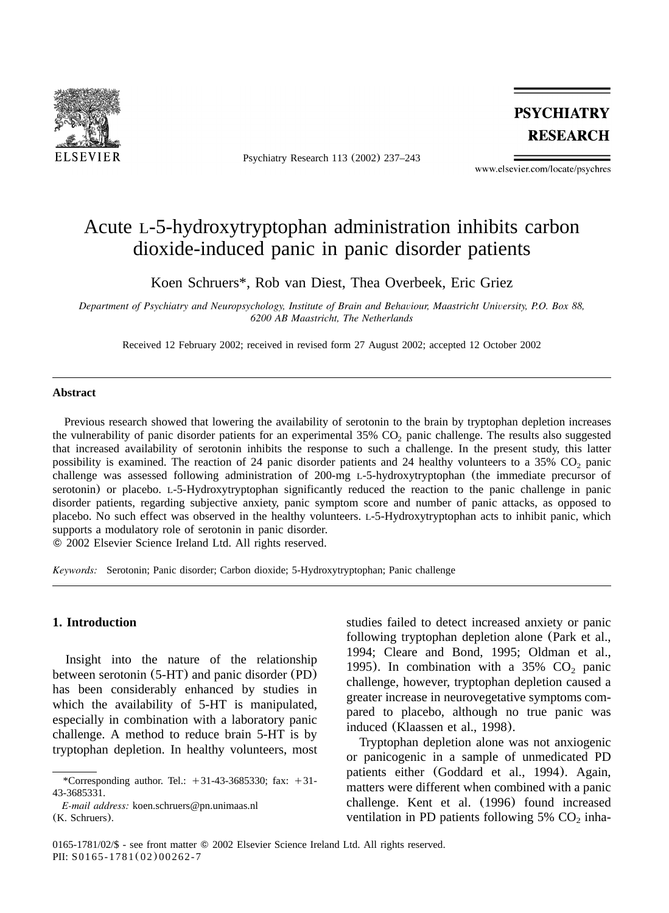# Acute L-5-hydroxytryptophan administration inhibits carbon dioxide-induced panic in panic disorder patients

Koen Schruers*, Rob van Diest, Thea Overbeek, Eric Griez

*Department of Psychiatry and Neuropsychology, Institute of Brain and Behaviour, Maastricht University, P.O. Box 88, 6200 AB Maastricht, The Netherlands*

Received 12 February 2002; received in revised form 27 August 2002; accepted 12 October 2002

## Abstract

Previous research showed that lowering the availability of serotonin to the brain by tryptophan depletion increases the vulnerability of panic disorder patients for an experimental 35% $CO_2$ panic challenge. The results also suggested that increased availability of serotonin inhibits the response to such a challenge. In the present study, this latter possibility is examined. The reaction of 24 panic disorder patients and 24 healthy volunteers to a 35% $CO_2$ panic challenge was assessed following administration of 200-mg L-5-hydroxytryptophan (the immediate precursor of serotonin) or placebo. L-5-Hydroxytryptophan significantly reduced the reaction to the panic challenge in panic disorder patients, regarding subjective anxiety, panic symptom score and number of panic attacks, as opposed to placebo. No such effect was observed in the healthy volunteers. L-5-Hydroxytryptophan acts to inhibit panic, which supports a modulatory role of serotonin in panic disorder.

© 2002 Elsevier Science Ireland Ltd. All rights reserved.

*Keywords:* Serotonin; Panic disorder; Carbon dioxide; 5-Hydroxytryptophan; Panic challenge

## 1. Introduction

Insight into the nature of the relationship between serotonin (5-HT) and panic disorder (PD) has been considerably enhanced by studies in which the availability of 5-HT is manipulated, especially in combination with a laboratory panic challenge. A method to reduce brain 5-HT is by tryptophan depletion. In healthy volunteers, most studies failed to detect increased anxiety or panic following tryptophan depletion alone (Park et al., 1994; Cleare and Bond, 1995; Oldman et al., 1995). In combination with a 35% $CO_2$ panic challenge, however, tryptophan depletion caused a greater increase in neurovegetative symptoms compared to placebo, although no true panic was induced (Klaassen et al., 1998).

Tryptophan depletion alone was not anxiogenic or panicogenic in a sample of unmedicated PD patients either (Goddard et al., 1994). Again, matters were different when combined with a panic challenge. Kent et al. (1996) found increased ventilation in PD patients following 5% $CO_2$ inha-

*Corresponding author. Tel.: +31-43-3685330; fax: +31-43-3685331.

*E-mail address:* koen.schruers@pn.unimaas.nl (K. Schruers).

0165-1781/02/$ - see front matter © 2002 Elsevier Science Ireland Ltd. All rights reserved.
PII: S0165-1781(02)00262-7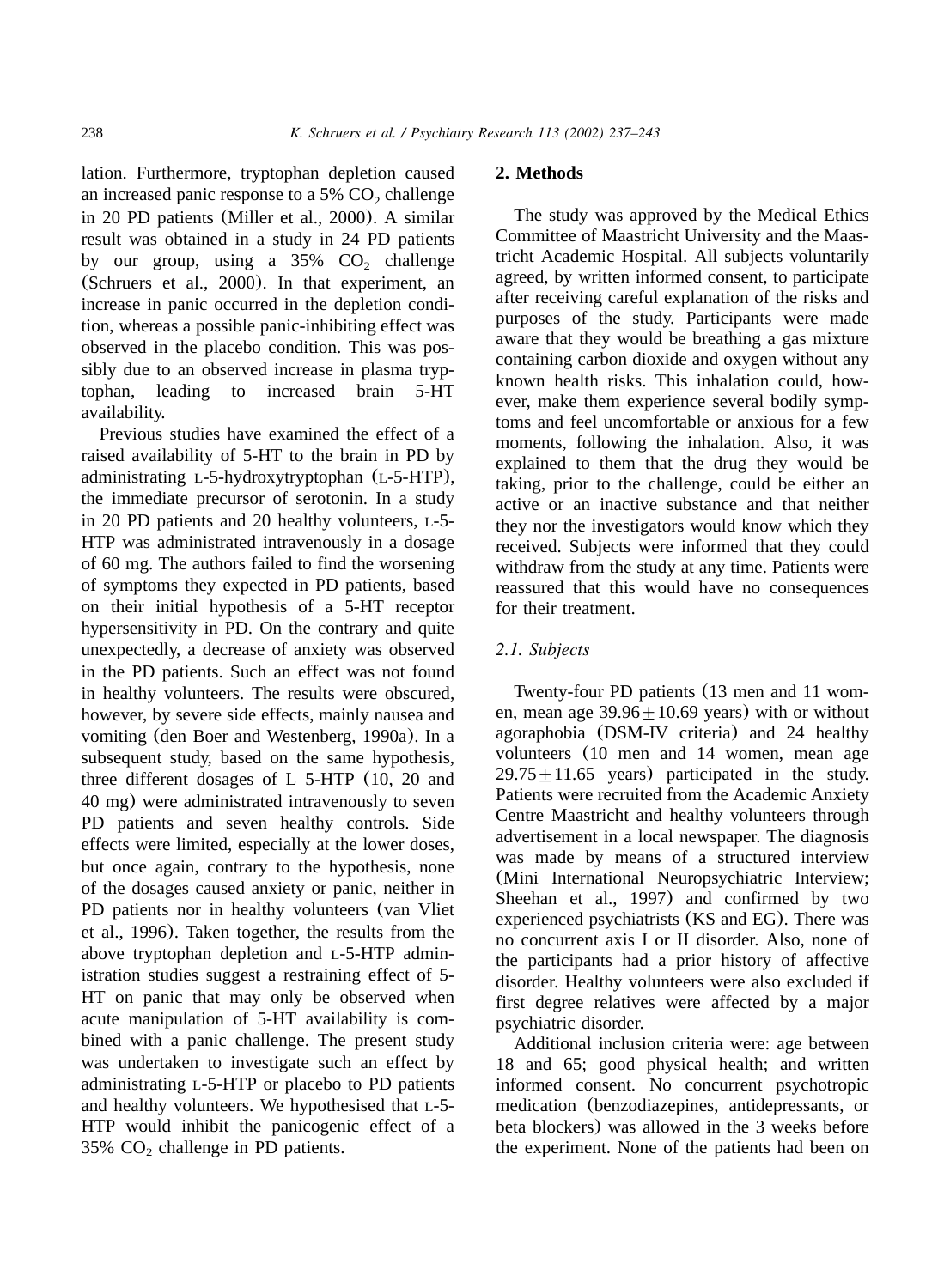lation. Furthermore, tryptophan depletion caused an increased panic response to a 5% $CO_2$ challenge in 20 PD patients (Miller et al., 2000). A similar result was obtained in a study in 24 PD patients by our group, using a 35% $CO_2$ challenge (Schruers et al., 2000). In that experiment, an increase in panic occurred in the depletion condition, whereas a possible panic-inhibiting effect was observed in the placebo condition. This was possibly due to an observed increase in plasma tryptophan, leading to increased brain 5-HT availability.

Previous studies have examined the effect of a raised availability of 5-HT to the brain in PD by administrating L-5-hydroxytryptophan (L-5-HTP), the immediate precursor of serotonin. In a study in 20 PD patients and 20 healthy volunteers, L-5-HTP was administrated intravenously in a dosage of 60 mg. The authors failed to find the worsening of symptoms they expected in PD patients, based on their initial hypothesis of a 5-HT receptor hypersensitivity in PD. On the contrary and quite unexpectedly, a decrease of anxiety was observed in the PD patients. Such an effect was not found in healthy volunteers. The results were obscured, however, by severe side effects, mainly nausea and vomiting (den Boer and Westenberg, 1990a). In a subsequent study, based on the same hypothesis, three different dosages of L 5-HTP (10, 20 and 40 mg) were administrated intravenously to seven PD patients and seven healthy controls. Side effects were limited, especially at the lower doses, but once again, contrary to the hypothesis, none of the dosages caused anxiety or panic, neither in PD patients nor in healthy volunteers (van Vliet et al., 1996). Taken together, the results from the above tryptophan depletion and L-5-HTP administration studies suggest a restraining effect of 5-HT on panic that may only be observed when acute manipulation of 5-HT availability is combined with a panic challenge. The present study was undertaken to investigate such an effect by administrating L-5-HTP or placebo to PD patients and healthy volunteers. We hypothesised that L-5-HTP would inhibit the panicogenic effect of a 35% $CO_2$ challenge in PD patients.

## 2. Methods

The study was approved by the Medical Ethics Committee of Maastricht University and the Maastricht Academic Hospital. All subjects voluntarily agreed, by written informed consent, to participate after receiving careful explanation of the risks and purposes of the study. Participants were made aware that they would be breathing a gas mixture containing carbon dioxide and oxygen without any known health risks. This inhalation could, however, make them experience several bodily symptoms and feel uncomfortable or anxious for a few moments, following the inhalation. Also, it was explained to them that the drug they would be taking, prior to the challenge, could be either an active or an inactive substance and that neither they nor the investigators would know which they received. Subjects were informed that they could withdraw from the study at any time. Patients were reassured that this would have no consequences for their treatment.

### 2.1. Subjects

Twenty-four PD patients (13 men and 11 women, mean age $39.96 \pm 10.69$ years) with or without agoraphobia (DSM-IV criteria) and 24 healthy volunteers (10 men and 14 women, mean age $29.75 \pm 11.65$ years) participated in the study. Patients were recruited from the Academic Anxiety Centre Maastricht and healthy volunteers through advertisement in a local newspaper. The diagnosis was made by means of a structured interview (Mini International Neuropsychiatric Interview; Sheehan et al., 1997) and confirmed by two experienced psychiatrists (KS and EG). There was no concurrent axis I or II disorder. Also, none of the participants had a prior history of affective disorder. Healthy volunteers were also excluded if first degree relatives were affected by a major psychiatric disorder.

Additional inclusion criteria were: age between 18 and 65; good physical health; and written informed consent. No concurrent psychotropic medication (benzodiazepines, antidepressants, or beta blockers) was allowed in the 3 weeks before the experiment. None of the patients had been on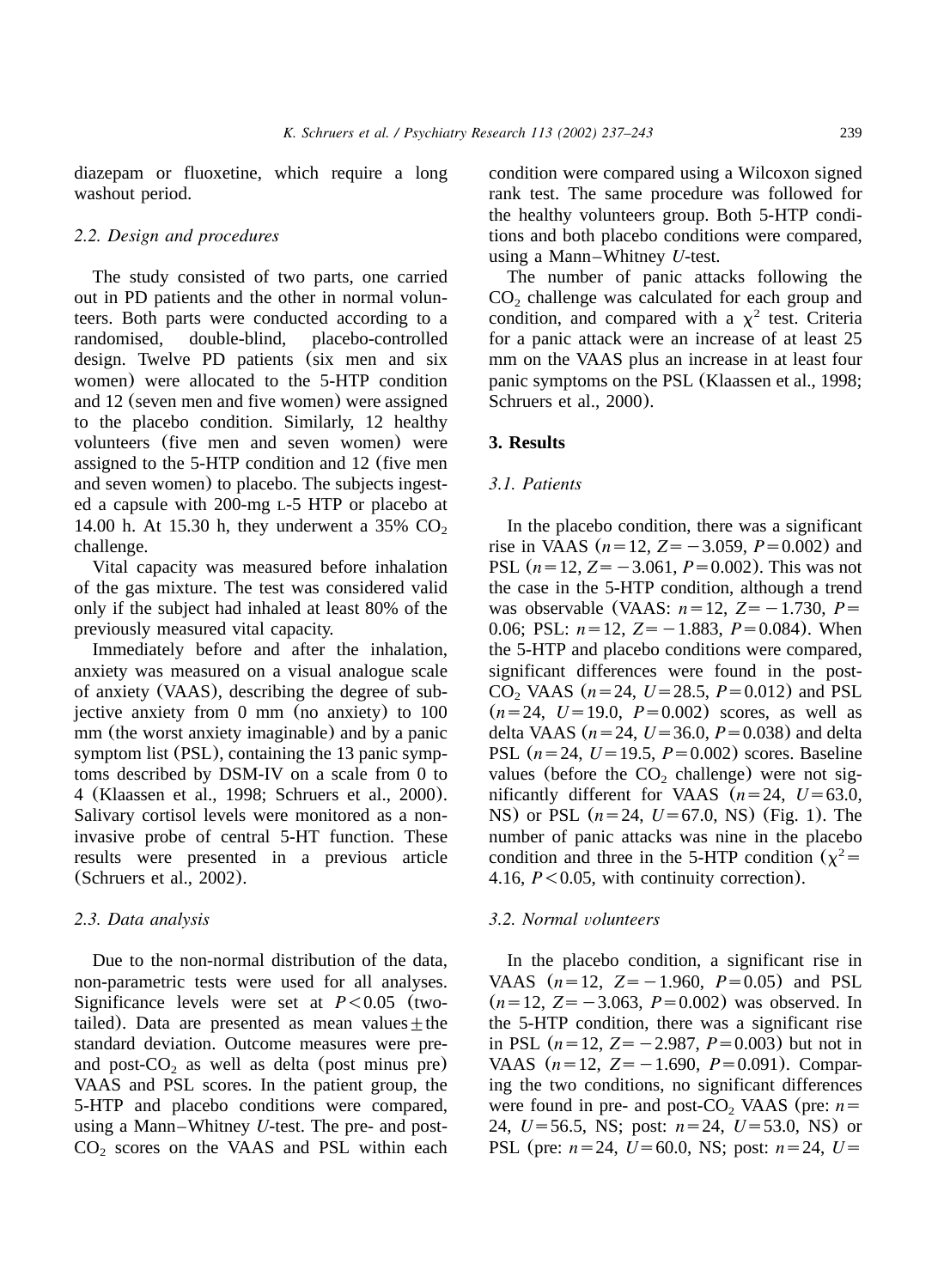diazepam or fluoxetine, which require a long washout period.

### 2.2. Design and procedures

The study consisted of two parts, one carried out in PD patients and the other in normal volunteers. Both parts were conducted according to a randomised, double-blind, placebo-controlled design. Twelve PD patients (six men and six women) were allocated to the 5-HTP condition and 12 (seven men and five women) were assigned to the placebo condition. Similarly, 12 healthy volunteers (five men and seven women) were assigned to the 5-HTP condition and 12 (five men and seven women) to placebo. The subjects ingested a capsule with 200-mg L-5 HTP or placebo at 14.00 h. At 15.30 h, they underwent a 35% $CO_2$ challenge.

Vital capacity was measured before inhalation of the gas mixture. The test was considered valid only if the subject had inhaled at least 80% of the previously measured vital capacity.

Immediately before and after the inhalation, anxiety was measured on a visual analogue scale of anxiety (VAAS), describing the degree of subjective anxiety from 0 mm (no anxiety) to 100 mm (the worst anxiety imaginable) and by a panic symptom list (PSL), containing the 13 panic symptoms described by DSM-IV on a scale from 0 to 4 (Klaassen et al., 1998; Schruers et al., 2000). Salivary cortisol levels were monitored as a non-invasive probe of central 5-HT function. These results were presented in a previous article (Schruers et al., 2002).

### 2.3. Data analysis

Due to the non-normal distribution of the data, non-parametric tests were used for all analyses. Significance levels were set at $P<0.05$ (two-tailed). Data are presented as mean values ± the standard deviation. Outcome measures were pre- and post-$CO_2$ as well as delta (post minus pre) VAAS and PSL scores. In the patient group, the 5-HTP and placebo conditions were compared, using a Mann–Whitney *U*-test. The pre- and post-$CO_2$ scores on the VAAS and PSL within each condition were compared using a Wilcoxon signed rank test. The same procedure was followed for the healthy volunteers group. Both 5-HTP conditions and both placebo conditions were compared, using a Mann–Whitney *U*-test.

The number of panic attacks following the $CO_2$ challenge was calculated for each group and condition, and compared with a $\chi^2$ test. Criteria for a panic attack were an increase of at least 25 mm on the VAAS plus an increase in at least four panic symptoms on the PSL (Klaassen et al., 1998; Schruers et al., 2000).

## 3. Results

### 3.1. Patients

In the placebo condition, there was a significant rise in VAAS ($n=12$, $Z=-3.059$, $P=0.002$) and PSL ($n=12$, $Z=-3.061$, $P=0.002$). This was not the case in the 5-HTP condition, although a trend was observable (VAAS: $n=12$, $Z=-1.730$, $P=0.06$; PSL: $n=12$, $Z=-1.883$, $P=0.084$). When the 5-HTP and placebo conditions were compared, significant differences were found in the post-$CO_2$ VAAS ($n=24$, $U=28.5$, $P=0.012$) and PSL ($n=24$, $U=19.0$, $P=0.002$) scores, as well as delta VAAS ($n=24$, $U=36.0$, $P=0.038$) and delta PSL ($n=24$, $U=19.5$, $P=0.002$) scores. Baseline values (before the $CO_2$ challenge) were not significantly different for VAAS ($n=24$, $U=63.0$, NS) or PSL ($n=24$, $U=67.0$, NS) (Fig. 1). The number of panic attacks was nine in the placebo condition and three in the 5-HTP condition ($\chi^2=4.16$, $P<0.05$, with continuity correction).

### 3.2. Normal volunteers

In the placebo condition, a significant rise in VAAS ($n=12$, $Z=-1.960$, $P=0.05$) and PSL ($n=12$, $Z=-3.063$, $P=0.002$) was observed. In the 5-HTP condition, there was a significant rise in PSL ($n=12$, $Z=-2.987$, $P=0.003$) but not in VAAS ($n=12$, $Z=-1.690$, $P=0.091$). Comparing the two conditions, no significant differences were found in pre- and post-$CO_2$ VAAS (pre: $n=24$, $U=56.5$, NS; post: $n=24$, $U=53.0$, NS) or PSL (pre: $n=24$, $U=60.0$, NS; post: $n=24$, $U=$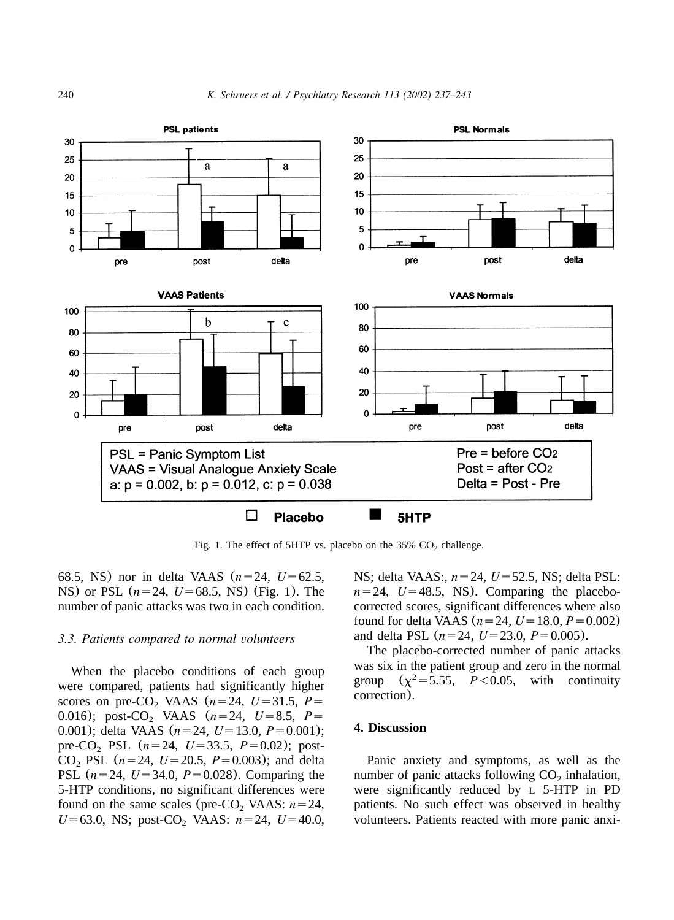PSL patients

PSL Normals

VAAS Patients

VAAS Normals

PSL = Panic Symptom List
VAAS = Visual Analogue Anxiety Scale
a: p = 0.002, b: p = 0.012, c: p = 0.038

Pre = before $CO_2$
Post = after $CO_2$
Delta = Post - Pre

□ Placebo ■ 5HTP

Fig. 1. The effect of 5HTP vs. placebo on the 35% $CO_2$ challenge.

68.5, NS) nor in delta VAAS ($n=24$, $U=62.5$, NS) or PSL ($n=24$, $U=68.5$, NS) (Fig. 1). The number of panic attacks was two in each condition.

### 3.3. Patients compared to normal volunteers

When the placebo conditions of each group were compared, patients had significantly higher scores on pre-$CO_2$ VAAS ($n=24$, $U=31.5$, $P=0.016$); post-$CO_2$ VAAS ($n=24$, $U=8.5$, $P=0.001$); delta VAAS ($n=24$, $U=13.0$, $P=0.001$); pre-$CO_2$ PSL ($n=24$, $U=33.5$, $P=0.02$); post-$CO_2$ PSL ($n=24$, $U=20.5$, $P=0.003$); and delta PSL ($n=24$, $U=34.0$, $P=0.028$). Comparing the 5-HTP conditions, no significant differences were found on the same scales (pre-$CO_2$ VAAS: $n=24$, $U=63.0$, NS; post-$CO_2$ VAAS: $n=24$, $U=40.0$, NS; delta VAAS:, $n=24$, $U=52.5$, NS; delta PSL: $n=24$, $U=48.5$, NS). Comparing the placebo-corrected scores, significant differences where also found for delta VAAS ($n=24$, $U=18.0$, $P=0.002$) and delta PSL ($n=24$, $U=23.0$, $P=0.005$).

The placebo-corrected number of panic attacks was six in the patient group and zero in the normal group ($\chi^2=5.55$, $P<0.05$, with continuity correction).

## 4. Discussion

Panic anxiety and symptoms, as well as the number of panic attacks following $CO_2$ inhalation, were significantly reduced by L 5-HTP in PD patients. No such effect was observed in healthy volunteers. Patients reacted with more panic anxi-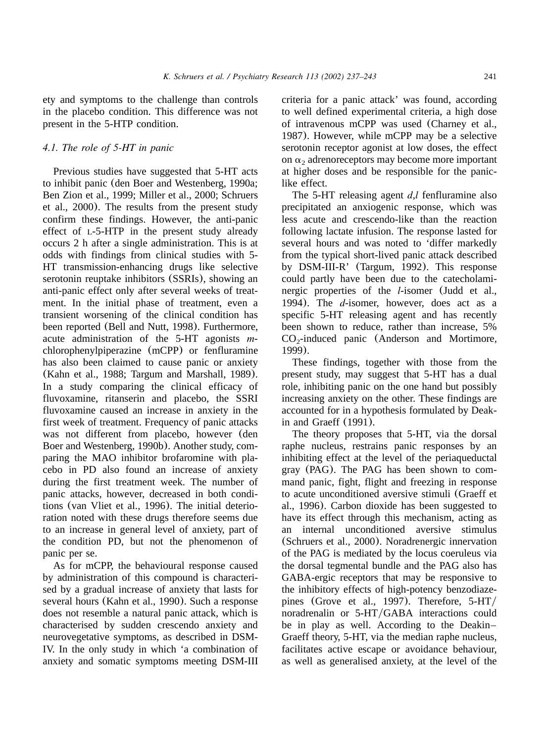ety and symptoms to the challenge than controls in the placebo condition. This difference was not present in the 5-HTP condition.

### 4.1. The role of 5-HT in panic

Previous studies have suggested that 5-HT acts to inhibit panic (den Boer and Westenberg, 1990a; Ben Zion et al., 1999; Miller et al., 2000; Schruers et al., 2000). The results from the present study confirm these findings. However, the anti-panic effect of L-5-HTP in the present study already occurs 2 h after a single administration. This is at odds with findings from clinical studies with 5-HT transmission-enhancing drugs like selective serotonin reuptake inhibitors (SSRIs), showing an anti-panic effect only after several weeks of treatment. In the initial phase of treatment, even a transient worsening of the clinical condition has been reported (Bell and Nutt, 1998). Furthermore, acute administration of the 5-HT agonists *m*-chlorophenylpiperazine (mCPP) or fenfluramine has also been claimed to cause panic or anxiety (Kahn et al., 1988; Targum and Marshall, 1989). In a study comparing the clinical efficacy of fluvoxamine, ritanserin and placebo, the SSRI fluvoxamine caused an increase in anxiety in the first week of treatment. Frequency of panic attacks was not different from placebo, however (den Boer and Westenberg, 1990b). Another study, comparing the MAO inhibitor brofaromine with placebo in PD also found an increase of anxiety during the first treatment week. The number of panic attacks, however, decreased in both conditions (van Vliet et al., 1996). The initial deterioration noted with these drugs therefore seems due to an increase in general level of anxiety, part of the condition PD, but not the phenomenon of panic per se.

As for mCPP, the behavioural response caused by administration of this compound is characterised by a gradual increase of anxiety that lasts for several hours (Kahn et al., 1990). Such a response does not resemble a natural panic attack, which is characterised by sudden crescendo anxiety and neurovegetative symptoms, as described in DSM-IV. In the only study in which 'a combination of anxiety and somatic symptoms meeting DSM-III criteria for a panic attack' was found, according to well defined experimental criteria, a high dose of intravenous mCPP was used (Charney et al., 1987). However, while mCPP may be a selective serotonin receptor agonist at low doses, the effect on $\alpha_2$ adrenoreceptors may become more important at higher doses and be responsible for the panic-like effect.

The 5-HT releasing agent *d*,*l* fenfluramine also precipitated an anxiogenic response, which was less acute and crescendo-like than the reaction following lactate infusion. The response lasted for several hours and was noted to 'differ markedly from the typical short-lived panic attack described by DSM-III-R' (Targum, 1992). This response could partly have been due to the catecholaminergic properties of the *l*-isomer (Judd et al., 1994). The *d*-isomer, however, does act as a specific 5-HT releasing agent and has recently been shown to reduce, rather than increase, 5% $CO_2$-induced panic (Anderson and Mortimore, 1999).

These findings, together with those from the present study, may suggest that 5-HT has a dual role, inhibiting panic on the one hand but possibly increasing anxiety on the other. These findings are accounted for in a hypothesis formulated by Deakin and Graeff (1991).

The theory proposes that 5-HT, via the dorsal raphe nucleus, restrains panic responses by an inhibiting effect at the level of the periaqueductal gray (PAG). The PAG has been shown to command panic, fight, flight and freezing in response to acute unconditioned aversive stimuli (Graeff et al., 1996). Carbon dioxide has been suggested to have its effect through this mechanism, acting as an internal unconditioned aversive stimulus (Schruers et al., 2000). Noradrenergic innervation of the PAG is mediated by the locus coeruleus via the dorsal tegmental bundle and the PAG also has GABA-ergic receptors that may be responsive to the inhibitory effects of high-potency benzodiazepines (Grove et al., 1997). Therefore, 5-HT/noradrenalin or 5-HT/GABA interactions could be in play as well. According to the Deakin–Graeff theory, 5-HT, via the median raphe nucleus, facilitates active escape or avoidance behaviour, as well as generalised anxiety, at the level of the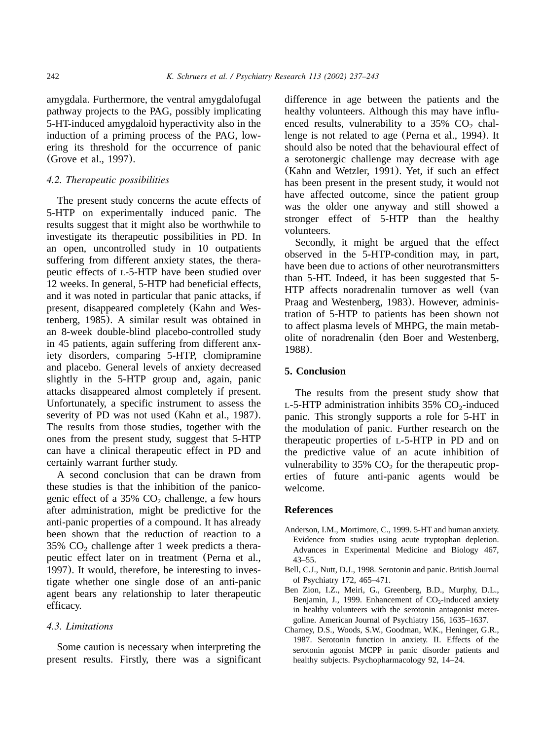amygdala. Furthermore, the ventral amygdalofugal pathway projects to the PAG, possibly implicating 5-HT-induced amygdaloid hyperactivity also in the induction of a priming process of the PAG, lowering its threshold for the occurrence of panic (Grove et al., 1997).

### 4.2. Therapeutic possibilities

The present study concerns the acute effects of 5-HTP on experimentally induced panic. The results suggest that it might also be worthwhile to investigate its therapeutic possibilities in PD. In an open, uncontrolled study in 10 outpatients suffering from different anxiety states, the therapeutic effects of L-5-HTP have been studied over 12 weeks. In general, 5-HTP had beneficial effects, and it was noted in particular that panic attacks, if present, disappeared completely (Kahn and Westenberg, 1985). A similar result was obtained in an 8-week double-blind placebo-controlled study in 45 patients, again suffering from different anxiety disorders, comparing 5-HTP, clomipramine and placebo. General levels of anxiety decreased slightly in the 5-HTP group and, again, panic attacks disappeared almost completely if present. Unfortunately, a specific instrument to assess the severity of PD was not used (Kahn et al., 1987). The results from those studies, together with the ones from the present study, suggest that 5-HTP can have a clinical therapeutic effect in PD and certainly warrant further study.

A second conclusion that can be drawn from these studies is that the inhibition of the panicogenic effect of a 35% $CO_2$ challenge, a few hours after administration, might be predictive for the anti-panic properties of a compound. It has already been shown that the reduction of reaction to a 35% $CO_2$ challenge after 1 week predicts a therapeutic effect later on in treatment (Perna et al., 1997). It would, therefore, be interesting to investigate whether one single dose of an anti-panic agent bears any relationship to later therapeutic efficacy.

### 4.3. Limitations

Some caution is necessary when interpreting the present results. Firstly, there was a significant difference in age between the patients and the healthy volunteers. Although this may have influenced results, vulnerability to a 35% $CO_2$ challenge is not related to age (Perna et al., 1994). It should also be noted that the behavioural effect of a serotonergic challenge may decrease with age (Kahn and Wetzler, 1991). Yet, if such an effect has been present in the present study, it would not have affected outcome, since the patient group was the older one anyway and still showed a stronger effect of 5-HTP than the healthy volunteers.

Secondly, it might be argued that the effect observed in the 5-HTP-condition may, in part, have been due to actions of other neurotransmitters than 5-HT. Indeed, it has been suggested that 5-HTP affects noradrenalin turnover as well (van Praag and Westenberg, 1983). However, administration of 5-HTP to patients has been shown not to affect plasma levels of MHPG, the main metabolite of noradrenalin (den Boer and Westenberg, 1988).

## 5. Conclusion

The results from the present study show that L-5-HTP administration inhibits 35% $CO_2$-induced panic. This strongly supports a role for 5-HT in the modulation of panic. Further research on the therapeutic properties of L-5-HTP in PD and on the predictive value of an acute inhibition of vulnerability to 35% $CO_2$ for the therapeutic properties of future anti-panic agents would be welcome.

## References

Anderson, I.M., Mortimore, C., 1999. 5-HT and human anxiety. Evidence from studies using acute tryptophan depletion. Advances in Experimental Medicine and Biology 467, 43–55.

Bell, C.J., Nutt, D.J., 1998. Serotonin and panic. British Journal of Psychiatry 172, 465–471.

Ben Zion, I.Z., Meiri, G., Greenberg, B.D., Murphy, D.L., Benjamin, J., 1999. Enhancement of $CO_2$-induced anxiety in healthy volunteers with the serotonin antagonist metergoline. American Journal of Psychiatry 156, 1635–1637.

Charney, D.S., Woods, S.W., Goodman, W.K., Heninger, G.R., 1987. Serotonin function in anxiety. II. Effects of the serotonin agonist MCPP in panic disorder patients and healthy subjects. Psychopharmacology 92, 14–24.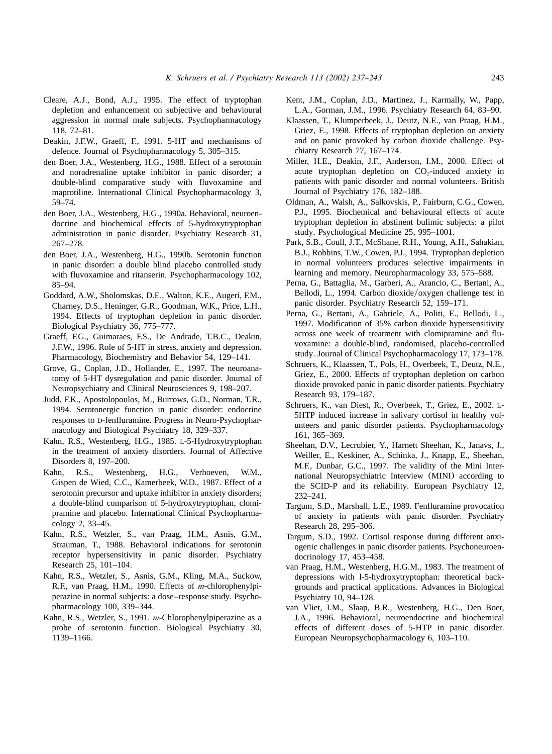Cleare, A.J., Bond, A.J., 1995. The effect of tryptophan depletion and enhancement on subjective and behavioural aggression in normal male subjects. Psychopharmacology 118, 72–81.

Deakin, J.F.W., Graeff, F., 1991. 5-HT and mechanisms of defence. Journal of Psychopharmacology 5, 305–315.

den Boer, J.A., Westenberg, H.G., 1988. Effect of a serotonin and noradrenaline uptake inhibitor in panic disorder; a double-blind comparative study with fluvoxamine and maprotiline. International Clinical Psychopharmacology 3, 59–74.

den Boer, J.A., Westenberg, H.G., 1990a. Behavioral, neuroendocrine and biochemical effects of 5-hydroxytryptophan administration in panic disorder. Psychiatry Research 31, 267–278.

den Boer, J.A., Westenberg, H.G., 1990b. Serotonin function in panic disorder: a double blind placebo controlled study with fluvoxamine and ritanserin. Psychopharmacology 102, 85–94.

Goddard, A.W., Sholomskas, D.E., Walton, K.E., Augeri, F.M., Charney, D.S., Heninger, G.R., Goodman, W.K., Price, L.H., 1994. Effects of tryptophan depletion in panic disorder. Biological Psychiatry 36, 775–777.

Graeff, F.G., Guimaraes, F.S., De Andrade, T.B.C., Deakin, J.F.W., 1996. Role of 5-HT in stress, anxiety and depression. Pharmacology, Biochemistry and Behavior 54, 129–141.

Grove, G., Coplan, J.D., Hollander, E., 1997. The neuroanatomy of 5-HT dysregulation and panic disorder. Journal of Neuropsychiatry and Clinical Neurosciences 9, 198–207.

Judd, F.K., Apostolopoulos, M., Burrows, G.D., Norman, T.R., 1994. Serotonergic function in panic disorder: endocrine responses to D-fenfluramine. Progress in Neuro-Psychopharmacology and Biological Psychiatry 18, 329–337.

Kahn, R.S., Westenberg, H.G., 1985. L-5-Hydroxytryptophan in the treatment of anxiety disorders. Journal of Affective Disorders 8, 197–200.

Kahn, R.S., Westenberg, H.G., Verhoeven, W.M., Gispen de Wied, C.C., Kamerbeek, W.D., 1987. Effect of a serotonin precursor and uptake inhibitor in anxiety disorders; a double-blind comparison of 5-hydroxytryptophan, clomipramine and placebo. International Clinical Psychopharmacology 2, 33–45.

Kahn, R.S., Wetzler, S., van Praag, H.M., Asnis, G.M., Strauman, T., 1988. Behavioral indications for serotonin receptor hypersensitivity in panic disorder. Psychiatry Research 25, 101–104.

Kahn, R.S., Wetzler, S., Asnis, G.M., Kling, M.A., Suckow, R.F., van Praag, H.M., 1990. Effects of *m*-chlorophenylpiperazine in normal subjects: a dose–response study. Psychopharmacology 100, 339–344.

Kahn, R.S., Wetzler, S., 1991. *m*-Chlorophenylpiperazine as a probe of serotonin function. Biological Psychiatry 30, 1139–1166.

Kent, J.M., Coplan, J.D., Martinez, J., Karmally, W., Papp, L.A., Gorman, J.M., 1996. Psychiatry Research 64, 83–90.

Klaassen, T., Klumperbeek, J., Deutz, N.E., van Praag, H.M., Griez, E., 1998. Effects of tryptophan depletion on anxiety and on panic provoked by carbon dioxide challenge. Psychiatry Research 77, 167–174.

Miller, H.E., Deakin, J.F., Anderson, I.M., 2000. Effect of acute tryptophan depletion on $CO_2$-induced anxiety in patients with panic disorder and normal volunteers. British Journal of Psychiatry 176, 182–188.

Oldman, A., Walsh, A., Salkovskis, P., Fairburn, C.G., Cowen, P.J., 1995. Biochemical and behavioural effects of acute tryptophan depletion in abstinent bulimic subjects: a pilot study. Psychological Medicine 25, 995–1001.

Park, S.B., Coull, J.T., McShane, R.H., Young, A.H., Sahakian, B.J., Robbins, T.W., Cowen, P.J., 1994. Tryptophan depletion in normal volunteers produces selective impairments in learning and memory. Neuropharmacology 33, 575–588.

Perna, G., Battaglia, M., Garberi, A., Arancio, C., Bertani, A., Bellodi, L., 1994. Carbon dioxide/oxygen challenge test in panic disorder. Psychiatry Research 52, 159–171.

Perna, G., Bertani, A., Gabriele, A., Politi, E., Bellodi, L., 1997. Modification of 35% carbon dioxide hypersensitivity across one week of treatment with clomipramine and fluvoxamine: a double-blind, randomised, placebo-controlled study. Journal of Clinical Psychopharmacology 17, 173–178.

Schruers, K., Klaassen, T., Pols, H., Overbeek, T., Deutz, N.E., Griez, E., 2000. Effects of tryptophan depletion on carbon dioxide provoked panic in panic disorder patients. Psychiatry Research 93, 179–187.

Schruers, K., van Diest, R., Overbeek, T., Griez, E., 2002. L-5HTP induced increase in salivary cortisol in healthy volunteers and panic disorder patients. Psychopharmacology 161, 365–369.

Sheehan, D.V., Lecrubier, Y., Harnett Sheehan, K., Janavs, J., Weiller, E., Keskiner, A., Schinka, J., Knapp, E., Sheehan, M.F., Dunbar, G.C., 1997. The validity of the Mini International Neuropsychiatric Interview (MINI) according to the SCID-P and its reliability. European Psychiatry 12, 232–241.

Targum, S.D., Marshall, L.E., 1989. Fenfluramine provocation of anxiety in patients with panic disorder. Psychiatry Research 28, 295–306.

Targum, S.D., 1992. Cortisol response during different anxiogenic challenges in panic disorder patients. Psychoneuroendocrinology 17, 453–458.

van Praag, H.M., Westenberg, H.G.M., 1983. The treatment of depressions with l-5-hydroxytryptophan: theoretical backgrounds and practical applications. Advances in Biological Psychiatry 10, 94–128.

van Vliet, I.M., Slaap, B.R., Westenberg, H.G., Den Boer, J.A., 1996. Behavioral, neuroendocrine and biochemical effects of different doses of 5-HTP in panic disorder. European Neuropsychopharmacology 6, 103–110.